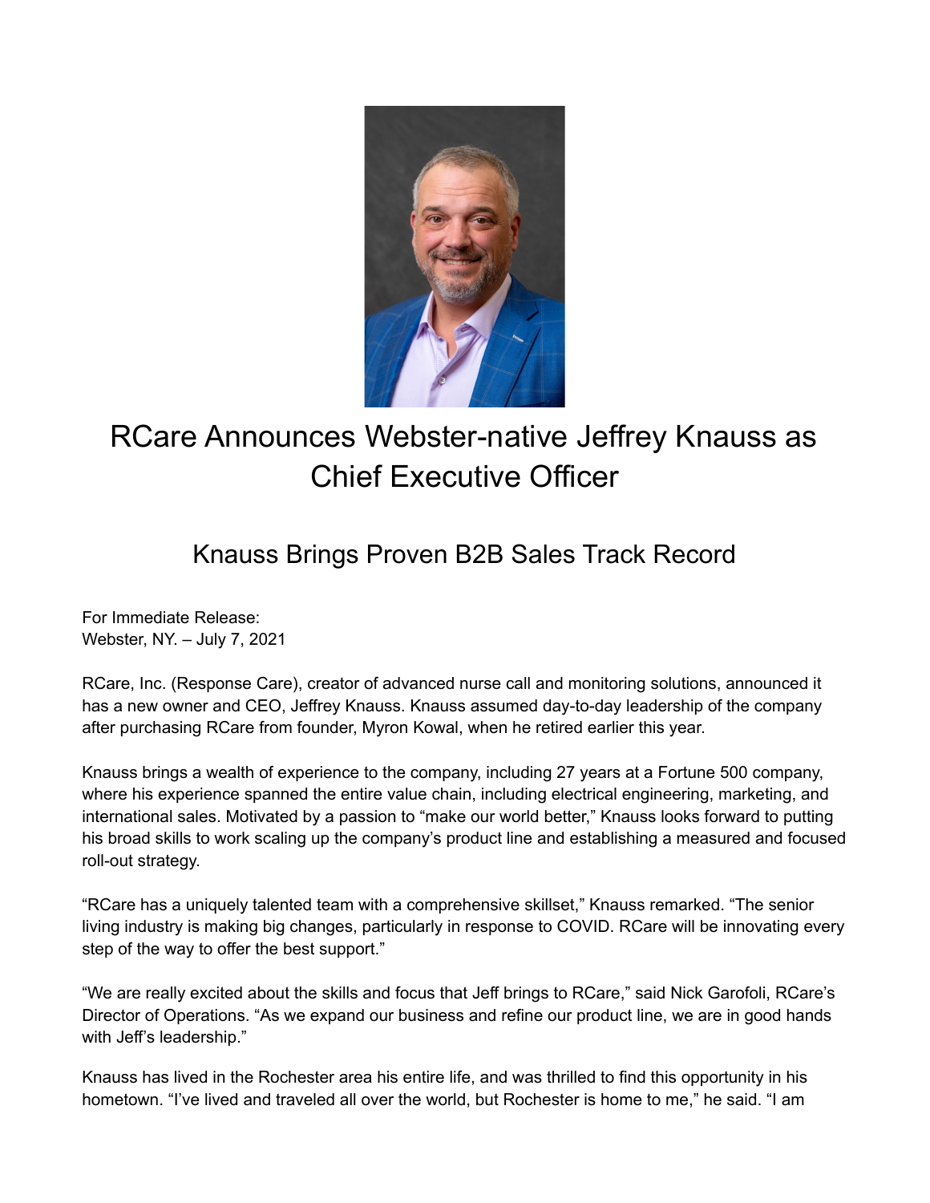# RCare Announces Webster-native Jeffrey Knauss as Chief Executive Officer

## Knauss Brings Proven B2B Sales Track Record

For Immediate Release:
Webster, NY. – July 7, 2021

RCare, Inc. (Response Care), creator of advanced nurse call and monitoring solutions, announced it has a new owner and CEO, Jeffrey Knauss. Knauss assumed day-to-day leadership of the company after purchasing RCare from founder, Myron Kowal, when he retired earlier this year.

Knauss brings a wealth of experience to the company, including 27 years at a Fortune 500 company, where his experience spanned the entire value chain, including electrical engineering, marketing, and international sales. Motivated by a passion to "make our world better," Knauss looks forward to putting his broad skills to work scaling up the company's product line and establishing a measured and focused roll-out strategy.

"RCare has a uniquely talented team with a comprehensive skillset," Knauss remarked. "The senior living industry is making big changes, particularly in response to COVID. RCare will be innovating every step of the way to offer the best support."

"We are really excited about the skills and focus that Jeff brings to RCare," said Nick Garofoli, RCare's Director of Operations. "As we expand our business and refine our product line, we are in good hands with Jeff's leadership."

Knauss has lived in the Rochester area his entire life, and was thrilled to find this opportunity in his hometown. "I've lived and traveled all over the world, but Rochester is home to me," he said. "I am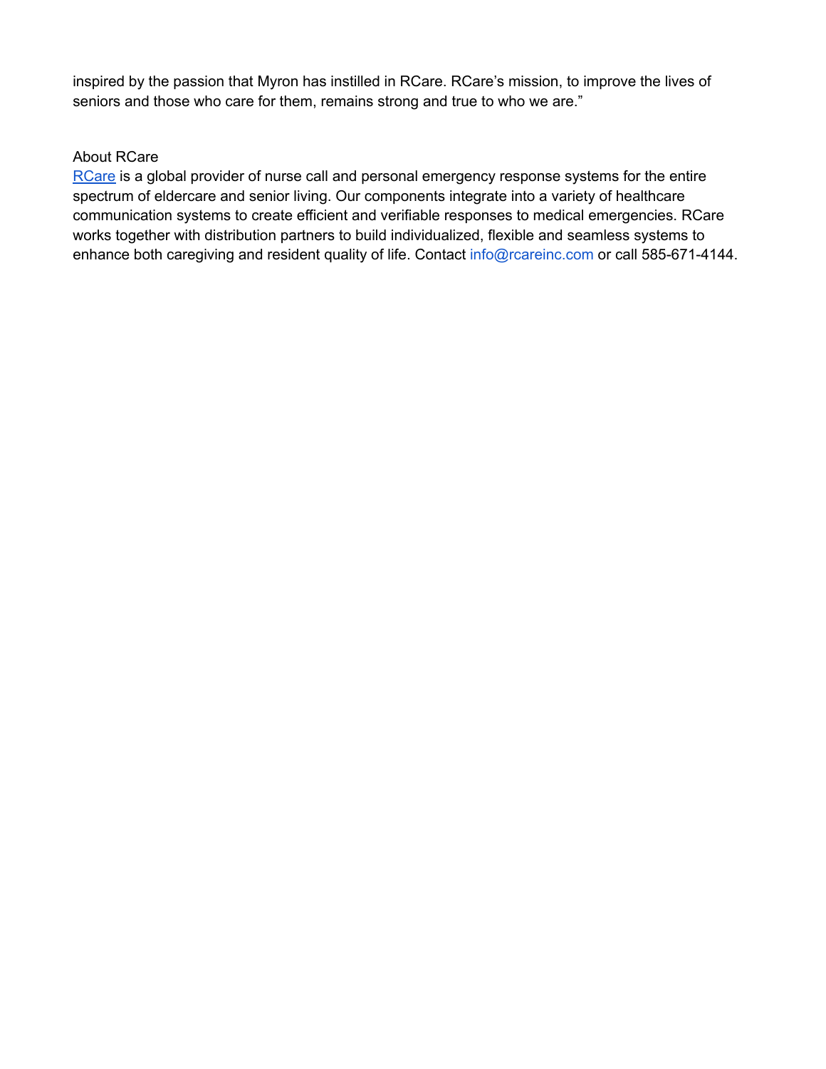inspired by the passion that Myron has instilled in RCare. RCare's mission, to improve the lives of seniors and those who care for them, remains strong and true to who we are."

## About RCare

RCare is a global provider of nurse call and personal emergency response systems for the entire spectrum of eldercare and senior living. Our components integrate into a variety of healthcare communication systems to create efficient and verifiable responses to medical emergencies. RCare works together with distribution partners to build individualized, flexible and seamless systems to enhance both caregiving and resident quality of life. Contact info@rcareinc.com or call 585-671-4144.